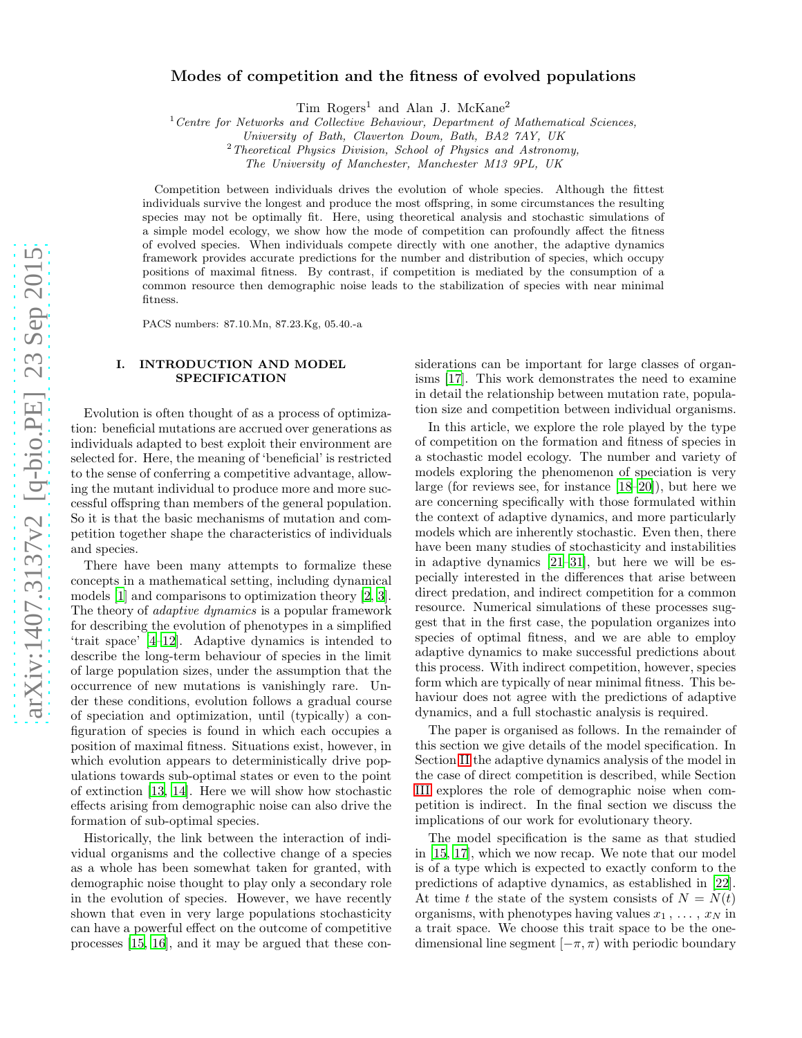# Modes of competition and the fitness of evolved populations

Tim Rogers[1] and Alan J. McKane[2]

[1] *Centre for Networks and Collective Behaviour, Department of Mathematical Sciences, University of Bath, Claverton Down, Bath, BA2 7AY, UK*
[2] *Theoretical Physics Division, School of Physics and Astronomy, The University of Manchester, Manchester M13 9PL, UK*

Competition between individuals drives the evolution of whole species. Although the fittest individuals survive the longest and produce the most offspring, in some circumstances the resulting species may not be optimally fit. Here, using theoretical analysis and stochastic simulations of a simple model ecology, we show how the mode of competition can profoundly affect the fitness of evolved species. When individuals compete directly with one another, the adaptive dynamics framework provides accurate predictions for the number and distribution of species, which occupy positions of maximal fitness. By contrast, if competition is mediated by the consumption of a common resource then demographic noise leads to the stabilization of species with near minimal fitness.

PACS numbers: 87.10.Mn, 87.23.Kg, 05.40.-a

## I. INTRODUCTION AND MODEL SPECIFICATION

Evolution is often thought of as a process of optimization: beneficial mutations are accrued over generations as individuals adapted to best exploit their environment are selected for. Here, the meaning of 'beneficial' is restricted to the sense of conferring a competitive advantage, allowing the mutant individual to produce more and more successful offspring than members of the general population. So it is that the basic mechanisms of mutation and competition together shape the characteristics of individuals and species.

There have been many attempts to formalize these concepts in a mathematical setting, including dynamical models [1] and comparisons to optimization theory [2, 3]. The theory of *adaptive dynamics* is a popular framework for describing the evolution of phenotypes in a simplified 'trait space' [4–12]. Adaptive dynamics is intended to describe the long-term behaviour of species in the limit of large population sizes, under the assumption that the occurrence of new mutations is vanishingly rare. Under these conditions, evolution follows a gradual course of speciation and optimization, until (typically) a configuration of species is found in which each occupies a position of maximal fitness. Situations exist, however, in which evolution appears to deterministically drive populations towards sub-optimal states or even to the point of extinction [13, 14]. Here we will show how stochastic effects arising from demographic noise can also drive the formation of sub-optimal species.

Historically, the link between the interaction of individual organisms and the collective change of a species as a whole has been somewhat taken for granted, with demographic noise thought to play only a secondary role in the evolution of species. However, we have recently shown that even in very large populations stochasticity can have a powerful effect on the outcome of competitive processes [15, 16], and it may be argued that these considerations can be important for large classes of organisms [17]. This work demonstrates the need to examine in detail the relationship between mutation rate, population size and competition between individual organisms.

In this article, we explore the role played by the type of competition on the formation and fitness of species in a stochastic model ecology. The number and variety of models exploring the phenomenon of speciation is very large (for reviews see, for instance [18–20]), but here we are concerning specifically with those formulated within the context of adaptive dynamics, and more particularly models which are inherently stochastic. Even then, there have been many studies of stochasticity and instabilities in adaptive dynamics [21–31], but here we will be especially interested in the differences that arise between direct predation, and indirect competition for a common resource. Numerical simulations of these processes suggest that in the first case, the population organizes into species of optimal fitness, and we are able to employ adaptive dynamics to make successful predictions about this process. With indirect competition, however, species form which are typically of near minimal fitness. This behaviour does not agree with the predictions of adaptive dynamics, and a full stochastic analysis is required.

The paper is organised as follows. In the remainder of this section we give details of the model specification. In Section II the adaptive dynamics analysis of the model in the case of direct competition is described, while Section III explores the role of demographic noise when competition is indirect. In the final section we discuss the implications of our work for evolutionary theory.

The model specification is the same as that studied in [15, 17], which we now recap. We note that our model is of a type which is expected to exactly conform to the predictions of adaptive dynamics, as established in [22]. At time $t$ the state of the system consists of $N = N(t)$ organisms, with phenotypes having values $x_1, \ldots, x_N$ in a trait space. We choose this trait space to be the one-dimensional line segment $[-\pi, \pi)$ with periodic boundary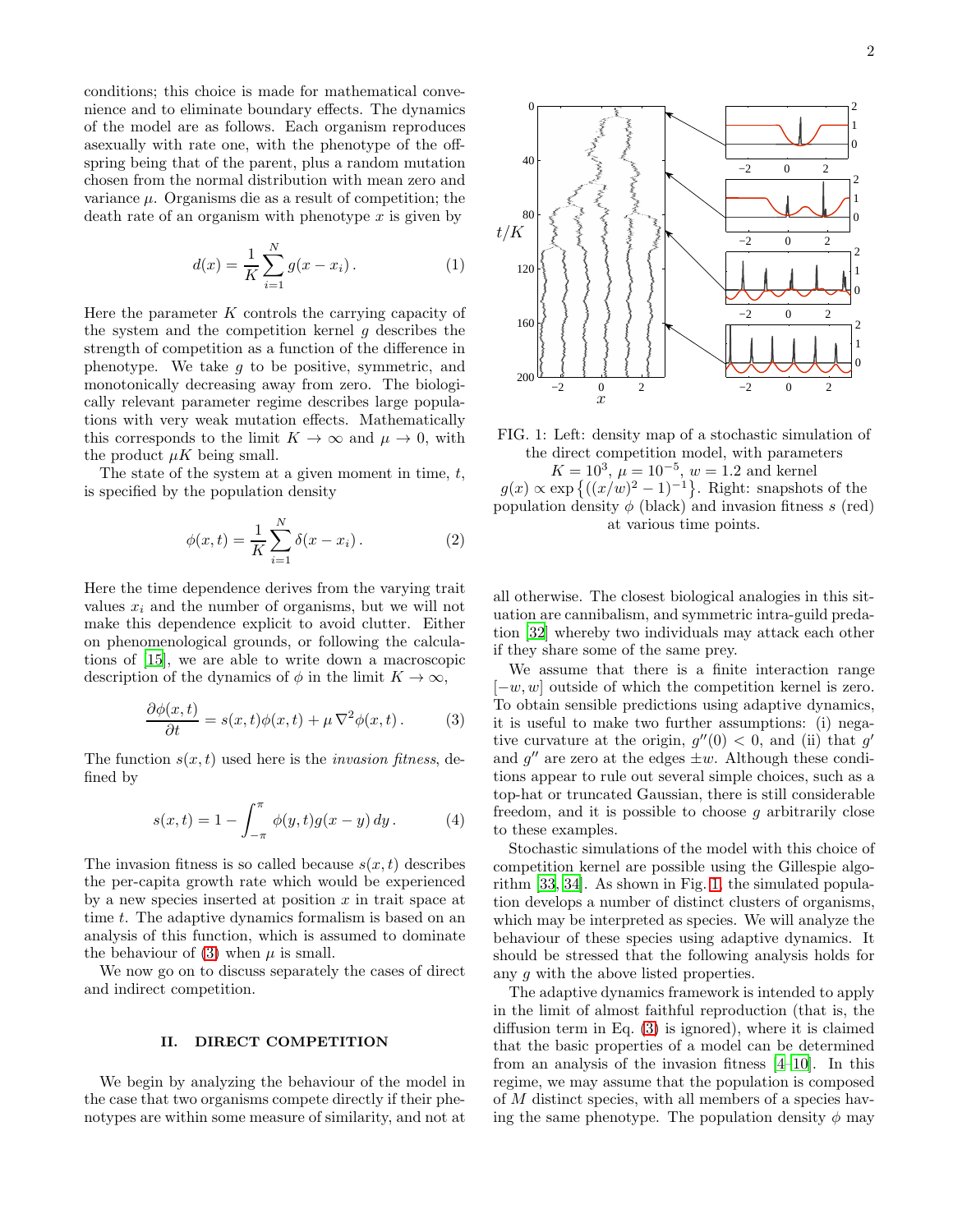conditions; this choice is made for mathematical convenience and to eliminate boundary effects. The dynamics of the model are as follows. Each organism reproduces asexually with rate one, with the phenotype of the offspring being that of the parent, plus a random mutation chosen from the normal distribution with mean zero and variance $\mu$. Organisms die as a result of competition; the death rate of an organism with phenotype $x$ is given by

$$d(x) = \frac{1}{K}\sum_{i=1}^{N} g(x - x_i)\,. \tag{1}$$

Here the parameter $K$ controls the carrying capacity of the system and the competition kernel $g$ describes the strength of competition as a function of the difference in phenotype. We take $g$ to be positive, symmetric, and monotonically decreasing away from zero. The biologically relevant parameter regime describes large populations with very weak mutation effects. Mathematically this corresponds to the limit $K \to \infty$ and $\mu \to 0$, with the product $\mu K$ being small.

The state of the system at a given moment in time, $t$, is specified by the population density

$$\phi(x,t) = \frac{1}{K}\sum_{i=1}^{N} \delta(x - x_i)\,. \tag{2}$$

Here the time dependence derives from the varying trait values $x_i$ and the number of organisms, but we will not make this dependence explicit to avoid clutter. Either on phenomenological grounds, or following the calculations of [15], we are able to write down a macroscopic description of the dynamics of $\phi$ in the limit $K \to \infty$,

$$\frac{\partial \phi(x,t)}{\partial t} = s(x,t)\phi(x,t) + \mu\,\nabla^2\phi(x,t)\,. \tag{3}$$

The function $s(x,t)$ used here is the *invasion fitness*, defined by

$$s(x,t) = 1 - \int_{-\pi}^{\pi} \phi(y,t)g(x-y)\,dy\,. \tag{4}$$

The invasion fitness is so called because $s(x,t)$ describes the per-capita growth rate which would be experienced by a new species inserted at position $x$ in trait space at time $t$. The adaptive dynamics formalism is based on an analysis of this function, which is assumed to dominate the behaviour of (3) when $\mu$ is small.

We now go on to discuss separately the cases of direct and indirect competition.

## II. DIRECT COMPETITION

We begin by analyzing the behaviour of the model in the case that two organisms compete directly if their phenotypes are within some measure of similarity, and not at all otherwise. The closest biological analogies in this situation are cannibalism, and symmetric intra-guild predation [32] whereby two individuals may attack each other if they share some of the same prey.

FIG. 1: Left: density map of a stochastic simulation of the direct competition model, with parameters $K = 10^3$, $\mu = 10^{-5}$, $w = 1.2$ and kernel $g(x) \propto \exp\{((x/w)^2 - 1)^{-1}\}$. Right: snapshots of the population density $\phi$ (black) and invasion fitness $s$ (red) at various time points.

We assume that there is a finite interaction range $[-w, w]$ outside of which the competition kernel is zero. To obtain sensible predictions using adaptive dynamics, it is useful to make two further assumptions: (i) negative curvature at the origin, $g''(0) < 0$, and (ii) that $g'$ and $g''$ are zero at the edges $\pm w$. Although these conditions appear to rule out several simple choices, such as a top-hat or truncated Gaussian, there is still considerable freedom, and it is possible to choose $g$ arbitrarily close to these examples.

Stochastic simulations of the model with this choice of competition kernel are possible using the Gillespie algorithm [33, 34]. As shown in Fig. 1, the simulated population develops a number of distinct clusters of organisms, which may be interpreted as species. We will analyze the behaviour of these species using adaptive dynamics. It should be stressed that the following analysis holds for any $g$ with the above listed properties.

The adaptive dynamics framework is intended to apply in the limit of almost faithful reproduction (that is, the diffusion term in Eq. (3) is ignored), where it is claimed that the basic properties of a model can be determined from an analysis of the invasion fitness [4–10]. In this regime, we may assume that the population is composed of $M$ distinct species, with all members of a species having the same phenotype. The population density $\phi$ may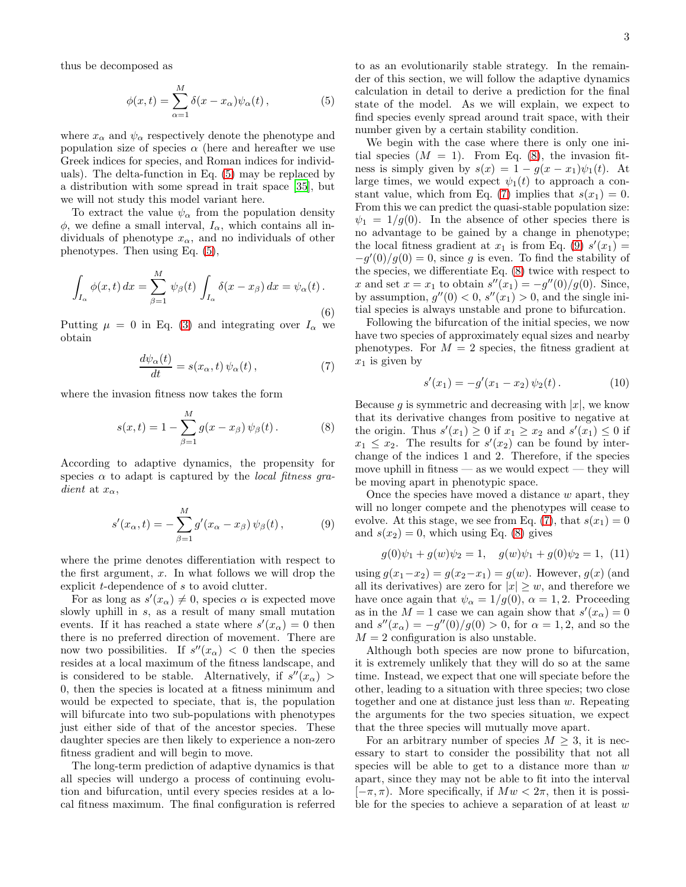thus be decomposed as

$$\phi(x,t) = \sum_{\alpha=1}^{M} \delta(x - x_\alpha)\psi_\alpha(t)\,, \tag{5}$$

where $x_\alpha$ and $\psi_\alpha$ respectively denote the phenotype and population size of species $\alpha$ (here and hereafter we use Greek indices for species, and Roman indices for individuals). The delta-function in Eq. (5) may be replaced by a distribution with some spread in trait space [35], but we will not study this model variant here.

To extract the value $\psi_\alpha$ from the population density $\phi$, we define a small interval, $I_\alpha$, which contains all individuals of phenotype $x_\alpha$, and no individuals of other phenotypes. Then using Eq. (5),

$$\int_{I_\alpha} \phi(x,t)\,dx = \sum_{\beta=1}^{M} \psi_\beta(t) \int_{I_\alpha} \delta(x - x_\beta)\,dx = \psi_\alpha(t)\,. \tag{6}$$

Putting $\mu = 0$ in Eq. (3) and integrating over $I_\alpha$ we obtain

$$\frac{d\psi_\alpha(t)}{dt} = s(x_\alpha, t)\,\psi_\alpha(t)\,, \tag{7}$$

where the invasion fitness now takes the form

$$s(x,t) = 1 - \sum_{\beta=1}^{M} g(x - x_\beta)\,\psi_\beta(t)\,. \tag{8}$$

According to adaptive dynamics, the propensity for species $\alpha$ to adapt is captured by the *local fitness gradient* at $x_\alpha$,

$$s'(x_\alpha, t) = -\sum_{\beta=1}^{M} g'(x_\alpha - x_\beta)\,\psi_\beta(t)\,, \tag{9}$$

where the prime denotes differentiation with respect to the first argument, $x$. In what follows we will drop the explicit $t$-dependence of $s$ to avoid clutter.

For as long as $s'(x_\alpha) \neq 0$, species $\alpha$ is expected move slowly uphill in $s$, as a result of many small mutation events. If it has reached a state where $s'(x_\alpha) = 0$ then there is no preferred direction of movement. There are now two possibilities. If $s''(x_\alpha) < 0$ then the species resides at a local maximum of the fitness landscape, and is considered to be stable. Alternatively, if $s''(x_\alpha) > 0$, then the species is located at a fitness minimum and would be expected to speciate, that is, the population will bifurcate into two sub-populations with phenotypes just either side of that of the ancestor species. These daughter species are then likely to experience a non-zero fitness gradient and will begin to move.

The long-term prediction of adaptive dynamics is that all species will undergo a process of continuing evolution and bifurcation, until every species resides at a local fitness maximum. The final configuration is referred to as an evolutionarily stable strategy. In the remainder of this section, we will follow the adaptive dynamics calculation in detail to derive a prediction for the final state of the model. As we will explain, we expect to find species evenly spread around trait space, with their number given by a certain stability condition.

We begin with the case where there is only one initial species ($M = 1$). From Eq. (8), the invasion fitness is simply given by $s(x) = 1 - g(x - x_1)\psi_1(t)$. At large times, we would expect $\psi_1(t)$ to approach a constant value, which from Eq. (7) implies that $s(x_1) = 0$. From this we can predict the quasi-stable population size: $\psi_1 = 1/g(0)$. In the absence of other species there is no advantage to be gained by a change in phenotype; the local fitness gradient at $x_1$ is from Eq. (9) $s'(x_1) = -g'(0)/g(0) = 0$, since $g$ is even. To find the stability of the species, we differentiate Eq. (8) twice with respect to $x$ and set $x = x_1$ to obtain $s''(x_1) = -g''(0)/g(0)$. Since, by assumption, $g''(0) < 0$, $s''(x_1) > 0$, and the single initial species is always unstable and prone to bifurcation.

Following the bifurcation of the initial species, we now have two species of approximately equal sizes and nearby phenotypes. For $M = 2$ species, the fitness gradient at $x_1$ is given by

$$s'(x_1) = -g'(x_1 - x_2)\,\psi_2(t)\,. \tag{10}$$

Because $g$ is symmetric and decreasing with $|x|$, we know that its derivative changes from positive to negative at the origin. Thus $s'(x_1) \geq 0$ if $x_1 \geq x_2$ and $s'(x_1) \leq 0$ if $x_1 \leq x_2$. The results for $s'(x_2)$ can be found by interchange of the indices 1 and 2. Therefore, if the species move uphill in fitness — as we would expect — they will be moving apart in phenotypic space.

Once the species have moved a distance $w$ apart, they will no longer compete and the phenotypes will cease to evolve. At this stage, we see from Eq. (7), that $s(x_1) = 0$ and $s(x_2) = 0$, which using Eq. (8) gives

$$g(0)\psi_1 + g(w)\psi_2 = 1, \quad g(w)\psi_1 + g(0)\psi_2 = 1, \tag{11}$$

using $g(x_1-x_2) = g(x_2-x_1) = g(w)$. However, $g(x)$ (and all its derivatives) are zero for $|x| \geq w$, and therefore we have once again that $\psi_\alpha = 1/g(0)$, $\alpha = 1, 2$. Proceeding as in the $M = 1$ case we can again show that $s'(x_\alpha) = 0$ and $s''(x_\alpha) = -g''(0)/g(0) > 0$, for $\alpha = 1, 2$, and so the $M = 2$ configuration is also unstable.

Although both species are now prone to bifurcation, it is extremely unlikely that they will do so at the same time. Instead, we expect that one will speciate before the other, leading to a situation with three species; two close together and one at distance just less than $w$. Repeating the arguments for the two species situation, we expect that the three species will mutually move apart.

For an arbitrary number of species $M \geq 3$, it is necessary to start to consider the possibility that not all species will be able to get to a distance more than $w$ apart, since they may not be able to fit into the interval $[-\pi, \pi)$. More specifically, if $Mw < 2\pi$, then it is possible for the species to achieve a separation of at least $w$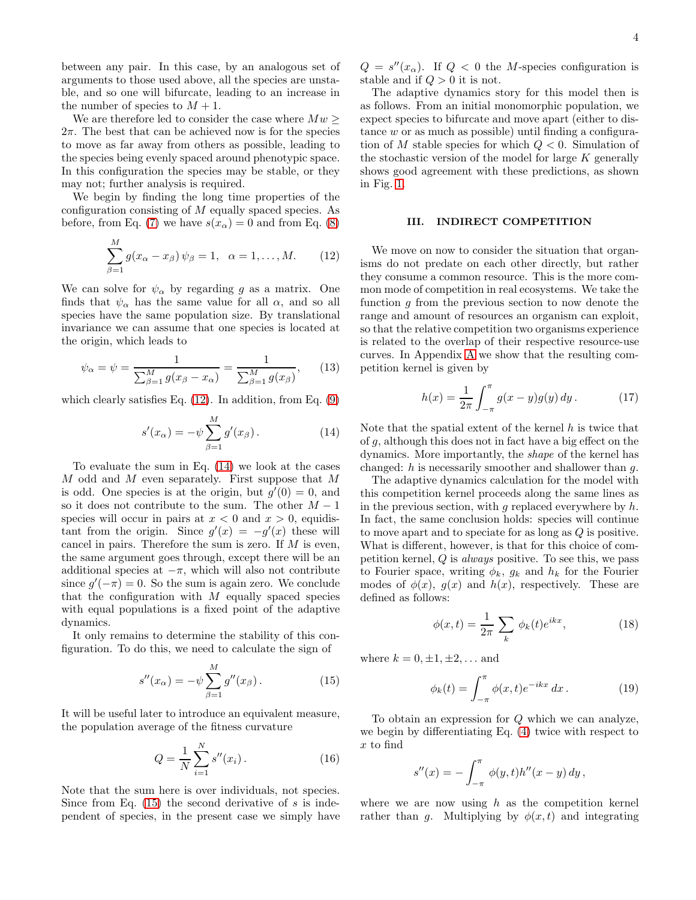between any pair. In this case, by an analogous set of arguments to those used above, all the species are unstable, and so one will bifurcate, leading to an increase in the number of species to $M+1$.

We are therefore led to consider the case where $Mw \geq 2\pi$. The best that can be achieved now is for the species to move as far away from others as possible, leading to the species being evenly spaced around phenotypic space. In this configuration the species may be stable, or they may not; further analysis is required.

We begin by finding the long time properties of the configuration consisting of $M$ equally spaced species. As before, from Eq. (7) we have $s(x_\alpha) = 0$ and from Eq. (8)

$$\sum_{\beta=1}^{M} g(x_\alpha - x_\beta)\,\psi_\beta = 1, \quad \alpha = 1,\ldots,M. \tag{12}$$

We can solve for $\psi_\alpha$ by regarding $g$ as a matrix. One finds that $\psi_\alpha$ has the same value for all $\alpha$, and so all species have the same population size. By translational invariance we can assume that one species is located at the origin, which leads to

$$\psi_\alpha = \psi = \frac{1}{\sum_{\beta=1}^{M} g(x_\beta - x_\alpha)} = \frac{1}{\sum_{\beta=1}^{M} g(x_\beta)}, \tag{13}$$

which clearly satisfies Eq. (12). In addition, from Eq. (9)

$$s'(x_\alpha) = -\psi \sum_{\beta=1}^{M} g'(x_\beta)\,. \tag{14}$$

To evaluate the sum in Eq. (14) we look at the cases $M$ odd and $M$ even separately. First suppose that $M$ is odd. One species is at the origin, but $g'(0) = 0$, and so it does not contribute to the sum. The other $M-1$ species will occur in pairs at $x < 0$ and $x > 0$, equidistant from the origin. Since $g'(x) = -g'(x)$ these will cancel in pairs. Therefore the sum is zero. If $M$ is even, the same argument goes through, except there will be an additional species at $-\pi$, which will also not contribute since $g'(-\pi) = 0$. So the sum is again zero. We conclude that the configuration with $M$ equally spaced species with equal populations is a fixed point of the adaptive dynamics.

It only remains to determine the stability of this configuration. To do this, we need to calculate the sign of

$$s''(x_\alpha) = -\psi \sum_{\beta=1}^{M} g''(x_\beta)\,. \tag{15}$$

It will be useful later to introduce an equivalent measure, the population average of the fitness curvature

$$Q = \frac{1}{N}\sum_{i=1}^{N} s''(x_i)\,. \tag{16}$$

Note that the sum here is over individuals, not species. Since from Eq. (15) the second derivative of $s$ is independent of species, in the present case we simply have $Q = s''(x_\alpha)$. If $Q < 0$ the $M$-species configuration is stable and if $Q > 0$ it is not.

The adaptive dynamics story for this model then is as follows. From an initial monomorphic population, we expect species to bifurcate and move apart (either to distance $w$ or as much as possible) until finding a configuration of $M$ stable species for which $Q < 0$. Simulation of the stochastic version of the model for large $K$ generally shows good agreement with these predictions, as shown in Fig. 1.

## III. INDIRECT COMPETITION

We move on now to consider the situation that organisms do not predate on each other directly, but rather they consume a common resource. This is the more common mode of competition in real ecosystems. We take the function $g$ from the previous section to now denote the range and amount of resources an organism can exploit, so that the relative competition two organisms experience is related to the overlap of their respective resource-use curves. In Appendix A we show that the resulting competition kernel is given by

$$h(x) = \frac{1}{2\pi}\int_{-\pi}^{\pi} g(x-y)g(y)\,dy\,. \tag{17}$$

Note that the spatial extent of the kernel $h$ is twice that of $g$, although this does not in fact have a big effect on the dynamics. More importantly, the *shape* of the kernel has changed: $h$ is necessarily smoother and shallower than $g$.

The adaptive dynamics calculation for the model with this competition kernel proceeds along the same lines as in the previous section, with $g$ replaced everywhere by $h$. In fact, the same conclusion holds: species will continue to move apart and to speciate for as long as $Q$ is positive. What is different, however, is that for this choice of competition kernel, $Q$ is *always* positive. To see this, we pass to Fourier space, writing $\phi_k$, $g_k$ and $h_k$ for the Fourier modes of $\phi(x)$, $g(x)$ and $h(x)$, respectively. These are defined as follows:

$$\phi(x,t) = \frac{1}{2\pi}\sum_{k} \phi_k(t)e^{ikx}, \tag{18}$$

where $k = 0, \pm 1, \pm 2, \ldots$ and

$$\phi_k(t) = \int_{-\pi}^{\pi} \phi(x,t)e^{-ikx}\,dx\,. \tag{19}$$

To obtain an expression for $Q$ which we can analyze, we begin by differentiating Eq. (4) twice with respect to $x$ to find

$$s''(x) = -\int_{-\pi}^{\pi} \phi(y,t)h''(x-y)\,dy\,,$$

where we are now using $h$ as the competition kernel rather than $g$. Multiplying by $\phi(x,t)$ and integrating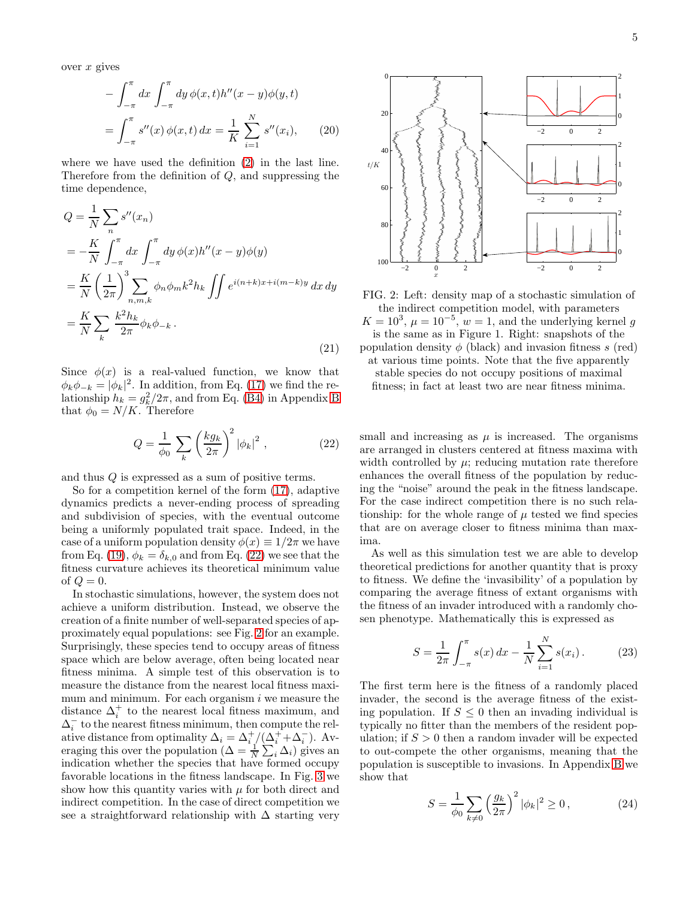over $x$ gives

$$
\begin{aligned}
&-\int_{-\pi}^{\pi} dx \int_{-\pi}^{\pi} dy\, \phi(x,t) h''(x-y)\phi(y,t) \\
&= \int_{-\pi}^{\pi} s''(x)\,\phi(x,t)\,dx = \frac{1}{K}\sum_{i=1}^{N} s''(x_i), \qquad (20)
\end{aligned}
$$

where we have used the definition (2) in the last line. Therefore from the definition of $Q$, and suppressing the time dependence,

$$
\begin{aligned}
Q &= \frac{1}{N}\sum_n s''(x_n) \\
&= -\frac{K}{N}\int_{-\pi}^{\pi} dx \int_{-\pi}^{\pi} dy\, \phi(x) h''(x-y)\phi(y) \\
&= \frac{K}{N}\left(\frac{1}{2\pi}\right)^3 \sum_{n,m,k} \phi_n \phi_m k^2 h_k \iint e^{i(n+k)x + i(m-k)y}\, dx\, dy \\
&= \frac{K}{N}\sum_k \frac{k^2 h_k}{2\pi}\phi_k \phi_{-k}\,. \qquad (21)
\end{aligned}
$$

Since $\phi(x)$ is a real-valued function, we know that $\phi_k\phi_{-k} = |\phi_k|^2$. In addition, from Eq. (17) we find the relationship $h_k = g_k^2/2\pi$, and from Eq. (B4) in Appendix B that $\phi_0 = N/K$. Therefore

$$
Q = \frac{1}{\phi_0}\sum_k \left(\frac{k g_k}{2\pi}\right)^2 |\phi_k|^2\,, \qquad (22)
$$

and thus $Q$ is expressed as a sum of positive terms.

So for a competition kernel of the form (17), adaptive dynamics predicts a never-ending process of spreading and subdivision of species, with the eventual outcome being a uniformly populated trait space. Indeed, in the case of a uniform population density $\phi(x) \equiv 1/2\pi$ we have from Eq. (19), $\phi_k = \delta_{k,0}$ and from Eq. (22) we see that the fitness curvature achieves its theoretical minimum value of $Q = 0$.

In stochastic simulations, however, the system does not achieve a uniform distribution. Instead, we observe the creation of a finite number of well-separated species of approximately equal populations: see Fig. 2 for an example. Surprisingly, these species tend to occupy areas of fitness space which are below average, often being located near fitness minima. A simple test of this observation is to measure the distance from the nearest local fitness maximum and minimum. For each organism $i$ we measure the distance $\Delta_i^+$ to the nearest local fitness maximum, and $\Delta_i^-$ to the nearest fitness minimum, then compute the relative distance from optimality $\Delta_i = \Delta_i^+/(\Delta_i^+ + \Delta_i^-)$. Averaging this over the population ($\Delta = \frac{1}{N}\sum_i \Delta_i$) gives an indication whether the species that have formed occupy favorable locations in the fitness landscape. In Fig. 3 we show how this quantity varies with $\mu$ for both direct and indirect competition. In the case of direct competition we see a straightforward relationship with $\Delta$ starting very small and increasing as $\mu$ is increased. The organisms are arranged in clusters centered at fitness maxima with width controlled by $\mu$; reducing mutation rate therefore enhances the overall fitness of the population by reducing the "noise" around the peak in the fitness landscape. For the case indirect competition there is no such relationship: for the whole range of $\mu$ tested we find species that are on average closer to fitness minima than maxima.

FIG. 2: Left: density map of a stochastic simulation of the indirect competition model, with parameters $K = 10^3$, $\mu = 10^{-5}$, $w = 1$, and the underlying kernel $g$ is the same as in Figure 1. Right: snapshots of the population density $\phi$ (black) and invasion fitness $s$ (red) at various time points. Note that the five apparently stable species do not occupy positions of maximal fitness; in fact at least two are near fitness minima.

As well as this simulation test we are able to develop theoretical predictions for another quantity that is proxy to fitness. We define the 'invasibility' of a population by comparing the average fitness of extant organisms with the fitness of an invader introduced with a randomly chosen phenotype. Mathematically this is expressed as

$$
S = \frac{1}{2\pi}\int_{-\pi}^{\pi} s(x)\,dx - \frac{1}{N}\sum_{i=1}^{N} s(x_i)\,. \qquad (23)
$$

The first term here is the fitness of a randomly placed invader, the second is the average fitness of the existing population. If $S \le 0$ then an invading individual is typically no fitter than the members of the resident population; if $S > 0$ then a random invader will be expected to out-compete the other organisms, meaning that the population is susceptible to invasions. In Appendix B we show that

$$
S = \frac{1}{\phi_0}\sum_{k\neq 0}\left(\frac{g_k}{2\pi}\right)^2 |\phi_k|^2 \ge 0\,, \qquad (24)
$$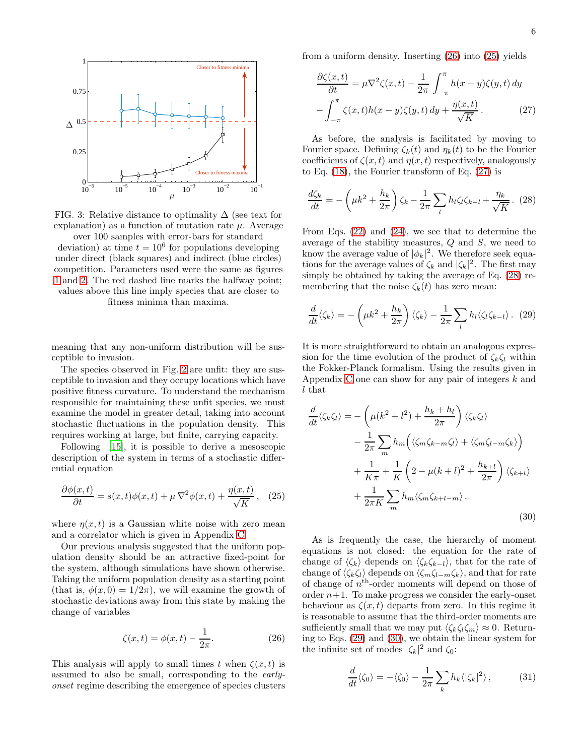FIG. 3: Relative distance to optimality $\Delta$ (see text for explanation) as a function of mutation rate $\mu$. Average over 100 samples with error-bars for standard deviation) at time $t = 10^6$ for populations developing under direct (black squares) and indirect (blue circles) competition. Parameters used were the same as figures 1 and 2. The red dashed line marks the halfway point; values above this line imply species that are closer to fitness minima than maxima.

meaning that any non-uniform distribution will be susceptible to invasion.

The species observed in Fig. 2 are unfit: they are susceptible to invasion and they occupy locations which have positive fitness curvature. To understand the mechanism responsible for maintaining these unfit species, we must examine the model in greater detail, taking into account stochastic fluctuations in the population density. This requires working at large, but finite, carrying capacity.

Following [15], it is possible to derive a mesoscopic description of the system in terms of a stochastic differential equation

$$\frac{\partial \phi(x,t)}{\partial t} = s(x,t)\phi(x,t) + \mu \nabla^2 \phi(x,t) + \frac{\eta(x,t)}{\sqrt{K}}, \quad (25)$$

where $\eta(x,t)$ is a Gaussian white noise with zero mean and a correlator which is given in Appendix C.

Our previous analysis suggested that the uniform population density should be an attractive fixed-point for the system, although simulations have shown otherwise. Taking the uniform population density as a starting point (that is, $\phi(x,0) = 1/2\pi$), we will examine the growth of stochastic deviations away from this state by making the change of variables

$$\zeta(x,t) = \phi(x,t) - \frac{1}{2\pi}. \quad (26)$$

This analysis will apply to small times $t$ when $\zeta(x,t)$ is assumed to also be small, corresponding to the *early-onset* regime describing the emergence of species clusters from a uniform density. Inserting (26) into (25) yields

$$\frac{\partial \zeta(x,t)}{\partial t} = \mu \nabla^2 \zeta(x,t) - \frac{1}{2\pi}\int_{-\pi}^{\pi} h(x-y)\zeta(y,t)\,dy - \int_{-\pi}^{\pi} \zeta(x,t)h(x-y)\zeta(y,t)\,dy + \frac{\eta(x,t)}{\sqrt{K}}. \quad (27)$$

As before, the analysis is facilitated by moving to Fourier space. Defining $\zeta_k(t)$ and $\eta_k(t)$ to be the Fourier coefficients of $\zeta(x,t)$ and $\eta(x,t)$ respectively, analogously to Eq. (18), the Fourier transform of Eq. (27) is

$$\frac{d\zeta_k}{dt} = -\left(\mu k^2 + \frac{h_k}{2\pi}\right)\zeta_k - \frac{1}{2\pi}\sum_l h_l \zeta_l \zeta_{k-l} + \frac{\eta_k}{\sqrt{K}}. \quad (28)$$

From Eqs. (22) and (24), we see that to determine the average of the stability measures, $Q$ and $S$, we need to know the average value of $|\phi_k|^2$. We therefore seek equations for the average values of $\zeta_k$ and $|\zeta_k|^2$. The first may simply be obtained by taking the average of Eq. (28) remembering that the noise $\zeta_k(t)$ has zero mean:

$$\frac{d}{dt}\langle \zeta_k \rangle = -\left(\mu k^2 + \frac{h_k}{2\pi}\right)\langle \zeta_k \rangle - \frac{1}{2\pi}\sum_l h_l \langle \zeta_l \zeta_{k-l}\rangle. \quad (29)$$

It is more straightforward to obtain an analogous expression for the time evolution of the product of $\zeta_k \zeta_l$ within the Fokker-Planck formalism. Using the results given in Appendix C one can show for any pair of integers $k$ and $l$ that

$$\begin{aligned}\frac{d}{dt}\langle \zeta_k \zeta_l \rangle = &-\left(\mu(k^2+l^2) + \frac{h_k + h_l}{2\pi}\right)\langle \zeta_k \zeta_l \rangle \\ &- \frac{1}{2\pi}\sum_m h_m \Big(\langle \zeta_m \zeta_{k-m} \zeta_l \rangle + \langle \zeta_m \zeta_{l-m} \zeta_k \rangle\Big) \\ &+ \frac{1}{K\pi} + \frac{1}{K}\left(2 - \mu(k+l)^2 + \frac{h_{k+l}}{2\pi}\right)\langle \zeta_{k+l}\rangle \\ &+ \frac{1}{2\pi K}\sum_m h_m \langle \zeta_m \zeta_{k+l-m}\rangle. \end{aligned} \quad (30)$$

As is frequently the case, the hierarchy of moment equations is not closed: the equation for the rate of change of $\langle \zeta_k \rangle$ depends on $\langle \zeta_k \zeta_{k-l}\rangle$, that for the rate of change of $\langle \zeta_k \zeta_l \rangle$ depends on $\langle \zeta_m \zeta_{l-m} \zeta_k \rangle$, and that for rate of change of $n^{\text{th}}$-order moments will depend on those of order $n+1$. To make progress we consider the early-onset behaviour as $\zeta(x,t)$ departs from zero. In this regime it is reasonable to assume that the third-order moments are sufficiently small that we may put $\langle \zeta_k \zeta_l \zeta_m \rangle \approx 0$. Returning to Eqs. (29) and (30), we obtain the linear system for the infinite set of modes $|\zeta_k|^2$ and $\zeta_0$:

$$\frac{d}{dt}\langle \zeta_0 \rangle = -\langle \zeta_0 \rangle - \frac{1}{2\pi}\sum_k h_k \langle |\zeta_k|^2 \rangle, \quad (31)$$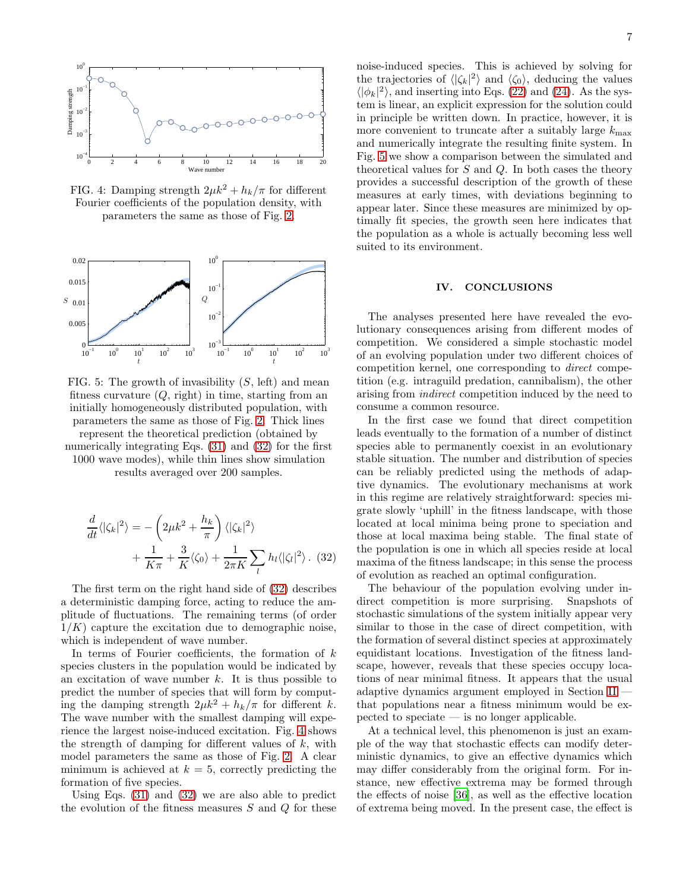FIG. 4: Damping strength $2\mu k^2 + h_k/\pi$ for different Fourier coefficients of the population density, with parameters the same as those of Fig. 2.

FIG. 5: The growth of invasibility ($S$, left) and mean fitness curvature ($Q$, right) in time, starting from an initially homogeneously distributed population, with parameters the same as those of Fig. 2. Thick lines represent the theoretical prediction (obtained by numerically integrating Eqs. (31) and (32) for the first 1000 wave modes), while thin lines show simulation results averaged over 200 samples.

$$
\frac{d}{dt}\langle|\zeta_k|^2\rangle = -\left(2\mu k^2 + \frac{h_k}{\pi}\right)\langle|\zeta_k|^2\rangle + \frac{1}{K\pi} + \frac{3}{K}\langle\zeta_0\rangle + \frac{1}{2\pi K}\sum_l h_l\langle|\zeta_l|^2\rangle\,. \quad (32)
$$

The first term on the right hand side of (32) describes a deterministic damping force, acting to reduce the amplitude of fluctuations. The remaining terms (of order $1/K$) capture the excitation due to demographic noise, which is independent of wave number.

In terms of Fourier coefficients, the formation of $k$ species clusters in the population would be indicated by an excitation of wave number $k$. It is thus possible to predict the number of species that will form by computing the damping strength $2\mu k^2 + h_k/\pi$ for different $k$. The wave number with the smallest damping will experience the largest noise-induced excitation. Fig. 4 shows the strength of damping for different values of $k$, with model parameters the same as those of Fig. 2. A clear minimum is achieved at $k = 5$, correctly predicting the formation of five species.

Using Eqs. (31) and (32) we are also able to predict the evolution of the fitness measures $S$ and $Q$ for these noise-induced species. This is achieved by solving for the trajectories of $\langle|\zeta_k|^2\rangle$ and $\langle\zeta_0\rangle$, deducing the values $\langle|\phi_k|^2\rangle$, and inserting into Eqs. (22) and (24). As the system is linear, an explicit expression for the solution could in principle be written down. In practice, however, it is more convenient to truncate after a suitably large $k_{\max}$ and numerically integrate the resulting finite system. In Fig. 5 we show a comparison between the simulated and theoretical values for $S$ and $Q$. In both cases the theory provides a successful description of the growth of these measures at early times, with deviations beginning to appear later. Since these measures are minimized by optimally fit species, the growth seen here indicates that the population as a whole is actually becoming less well suited to its environment.

## IV. CONCLUSIONS

The analyses presented here have revealed the evolutionary consequences arising from different modes of competition. We considered a simple stochastic model of an evolving population under two different choices of competition kernel, one corresponding to *direct* competition (e.g. intraguild predation, cannibalism), the other arising from *indirect* competition induced by the need to consume a common resource.

In the first case we found that direct competition leads eventually to the formation of a number of distinct species able to permanently coexist in an evolutionary stable situation. The number and distribution of species can be reliably predicted using the methods of adaptive dynamics. The evolutionary mechanisms at work in this regime are relatively straightforward: species migrate slowly 'uphill' in the fitness landscape, with those located at local minima being prone to speciation and those at local maxima being stable. The final state of the population is one in which all species reside at local maxima of the fitness landscape; in this sense the process of evolution as reached an optimal configuration.

The behaviour of the population evolving under indirect competition is more surprising. Snapshots of stochastic simulations of the system initially appear very similar to those in the case of direct competition, with the formation of several distinct species at approximately equidistant locations. Investigation of the fitness landscape, however, reveals that these species occupy locations of near minimal fitness. It appears that the usual adaptive dynamics argument employed in Section II — that populations near a fitness minimum would be expected to speciate — is no longer applicable.

At a technical level, this phenomenon is just an example of the way that stochastic effects can modify deterministic dynamics, to give an effective dynamics which may differ considerably from the original form. For instance, new effective extrema may be formed through the effects of noise [36], as well as the effective location of extrema being moved. In the present case, the effect is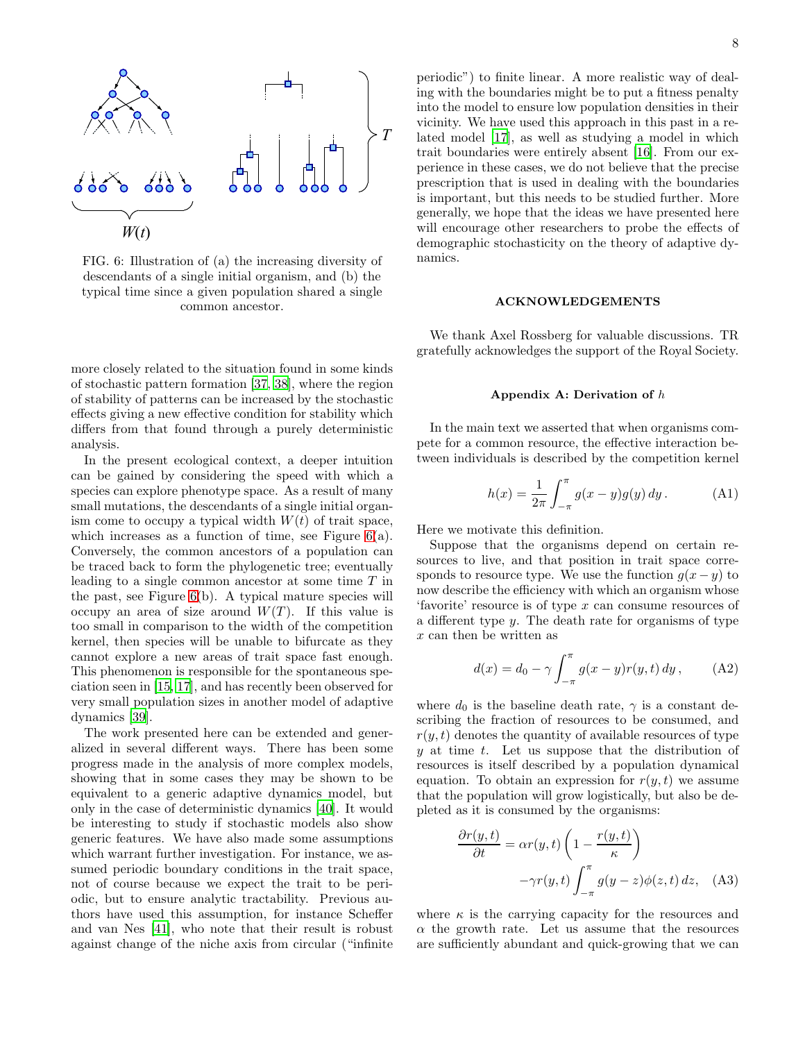FIG. 6: Illustration of (a) the increasing diversity of descendants of a single initial organism, and (b) the typical time since a given population shared a single common ancestor.

more closely related to the situation found in some kinds of stochastic pattern formation [37, 38], where the region of stability of patterns can be increased by the stochastic effects giving a new effective condition for stability which differs from that found through a purely deterministic analysis.

In the present ecological context, a deeper intuition can be gained by considering the speed with which a species can explore phenotype space. As a result of many small mutations, the descendants of a single initial organism come to occupy a typical width $W(t)$ of trait space, which increases as a function of time, see Figure 6(a). Conversely, the common ancestors of a population can be traced back to form the phylogenetic tree; eventually leading to a single common ancestor at some time $T$ in the past, see Figure 6(b). A typical mature species will occupy an area of size around $W(T)$. If this value is too small in comparison to the width of the competition kernel, then species will be unable to bifurcate as they cannot explore a new areas of trait space fast enough. This phenomenon is responsible for the spontaneous speciation seen in [15, 17], and has recently been observed for very small population sizes in another model of adaptive dynamics [39].

The work presented here can be extended and generalized in several different ways. There has been some progress made in the analysis of more complex models, showing that in some cases they may be shown to be equivalent to a generic adaptive dynamics model, but only in the case of deterministic dynamics [40]. It would be interesting to study if stochastic models also show generic features. We have also made some assumptions which warrant further investigation. For instance, we assumed periodic boundary conditions in the trait space, not of course because we expect the trait to be periodic, but to ensure analytic tractability. Previous authors have used this assumption, for instance Scheffer and van Nes [41], who note that their result is robust against change of the niche axis from circular ("infinite periodic") to finite linear. A more realistic way of dealing with the boundaries might be to put a fitness penalty into the model to ensure low population densities in their vicinity. We have used this approach in this past in a related model [17], as well as studying a model in which trait boundaries were entirely absent [16]. From our experience in these cases, we do not believe that the precise prescription that is used in dealing with the boundaries is important, but this needs to be studied further. More generally, we hope that the ideas we have presented here will encourage other researchers to probe the effects of demographic stochasticity on the theory of adaptive dynamics.

## ACKNOWLEDGEMENTS

We thank Axel Rossberg for valuable discussions. TR gratefully acknowledges the support of the Royal Society.

### Appendix A: Derivation of $h$

In the main text we asserted that when organisms compete for a common resource, the effective interaction between individuals is described by the competition kernel

$$h(x) = \frac{1}{2\pi}\int_{-\pi}^{\pi} g(x-y)g(y)\,dy\,. \qquad \text{(A1)}$$

Here we motivate this definition.

Suppose that the organisms depend on certain resources to live, and that position in trait space corresponds to resource type. We use the function $g(x-y)$ to now describe the efficiency with which an organism whose 'favorite' resource is of type $x$ can consume resources of a different type $y$. The death rate for organisms of type $x$ can then be written as

$$d(x) = d_0 - \gamma \int_{-\pi}^{\pi} g(x-y) r(y,t)\,dy\,, \qquad \text{(A2)}$$

where $d_0$ is the baseline death rate, $\gamma$ is a constant describing the fraction of resources to be consumed, and $r(y,t)$ denotes the quantity of available resources of type $y$ at time $t$. Let us suppose that the distribution of resources is itself described by a population dynamical equation. To obtain an expression for $r(y,t)$ we assume that the population will grow logistically, but also be depleted as it is consumed by the organisms:

$$\frac{\partial r(y,t)}{\partial t} = \alpha r(y,t)\left(1 - \frac{r(y,t)}{\kappa}\right) - \gamma r(y,t)\int_{-\pi}^{\pi} g(y-z)\phi(z,t)\,dz, \quad \text{(A3)}$$

where $\kappa$ is the carrying capacity for the resources and $\alpha$ the growth rate. Let us assume that the resources are sufficiently abundant and quick-growing that we can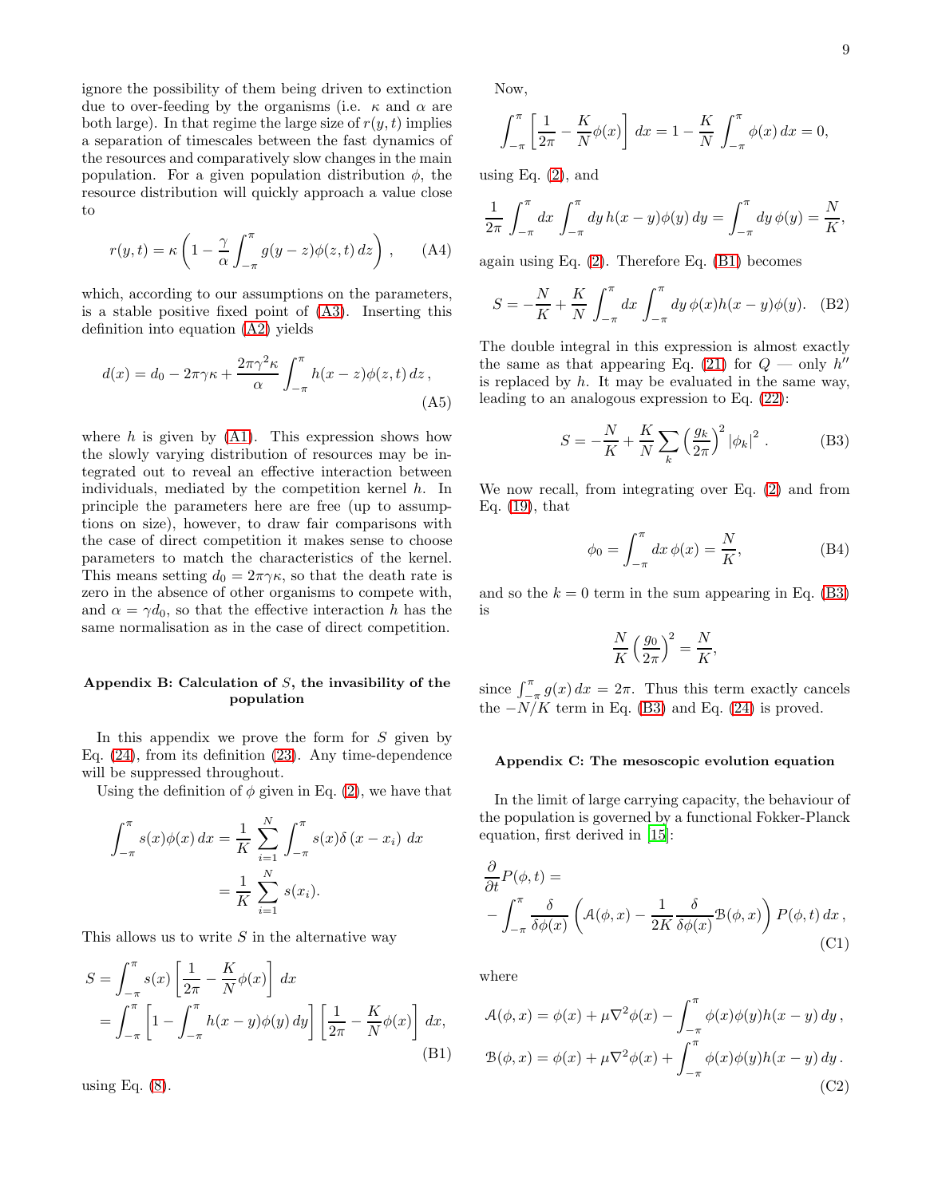ignore the possibility of them being driven to extinction due to over-feeding by the organisms (i.e. $\kappa$ and $\alpha$ are both large). In that regime the large size of $r(y,t)$ implies a separation of timescales between the fast dynamics of the resources and comparatively slow changes in the main population. For a given population distribution $\phi$, the resource distribution will quickly approach a value close to

$$r(y,t) = \kappa\left(1 - \frac{\gamma}{\alpha}\int_{-\pi}^{\pi} g(y-z)\phi(z,t)\,dz\right), \qquad \text{(A4)}$$

which, according to our assumptions on the parameters, is a stable positive fixed point of (A3). Inserting this definition into equation (A2) yields

$$d(x) = d_0 - 2\pi\gamma\kappa + \frac{2\pi\gamma^2\kappa}{\alpha}\int_{-\pi}^{\pi} h(x-z)\phi(z,t)\,dz\,, \qquad \text{(A5)}$$

where $h$ is given by (A1). This expression shows how the slowly varying distribution of resources may be integrated out to reveal an effective interaction between individuals, mediated by the competition kernel $h$. In principle the parameters here are free (up to assumptions on size), however, to draw fair comparisons with the case of direct competition it makes sense to choose parameters to match the characteristics of the kernel. This means setting $d_0 = 2\pi\gamma\kappa$, so that the death rate is zero in the absence of other organisms to compete with, and $\alpha = \gamma d_0$, so that the effective interaction $h$ has the same normalisation as in the case of direct competition.

## Appendix B: Calculation of $S$, the invasibility of the population

In this appendix we prove the form for $S$ given by Eq. (24), from its definition (23). Any time-dependence will be suppressed throughout.

Using the definition of $\phi$ given in Eq. (2), we have that

$$\begin{aligned}\int_{-\pi}^{\pi} s(x)\phi(x)\,dx &= \frac{1}{K}\sum_{i=1}^{N}\int_{-\pi}^{\pi} s(x)\delta\left(x - x_i\right)\,dx \\ &= \frac{1}{K}\sum_{i=1}^{N} s(x_i).\end{aligned}$$

This allows us to write $S$ in the alternative way

$$\begin{aligned}S &= \int_{-\pi}^{\pi} s(x)\left[\frac{1}{2\pi} - \frac{K}{N}\phi(x)\right]\,dx \\ &= \int_{-\pi}^{\pi}\left[1 - \int_{-\pi}^{\pi} h(x-y)\phi(y)\,dy\right]\left[\frac{1}{2\pi} - \frac{K}{N}\phi(x)\right]\,dx,\end{aligned} \qquad \text{(B1)}$$

using Eq. (8).

Now,

$$\int_{-\pi}^{\pi}\left[\frac{1}{2\pi} - \frac{K}{N}\phi(x)\right]\,dx = 1 - \frac{K}{N}\int_{-\pi}^{\pi}\phi(x)\,dx = 0,$$

using Eq. (2), and

$$\frac{1}{2\pi}\int_{-\pi}^{\pi} dx\int_{-\pi}^{\pi} dy\, h(x-y)\phi(y)\,dy = \int_{-\pi}^{\pi} dy\,\phi(y) = \frac{N}{K},$$

again using Eq. (2). Therefore Eq. (B1) becomes

$$S = -\frac{N}{K} + \frac{K}{N}\int_{-\pi}^{\pi} dx\int_{-\pi}^{\pi} dy\,\phi(x)h(x-y)\phi(y). \qquad \text{(B2)}$$

The double integral in this expression is almost exactly the same as that appearing Eq. (21) for $Q$ — only $h''$ is replaced by $h$. It may be evaluated in the same way, leading to an analogous expression to Eq. (22):

$$S = -\frac{N}{K} + \frac{K}{N}\sum_k\left(\frac{g_k}{2\pi}\right)^2|\phi_k|^2\,. \qquad \text{(B3)}$$

We now recall, from integrating over Eq. (2) and from Eq. (19), that

$$\phi_0 = \int_{-\pi}^{\pi} dx\,\phi(x) = \frac{N}{K}, \qquad \text{(B4)}$$

and so the $k = 0$ term in the sum appearing in Eq. (B3) is

$$\frac{N}{K}\left(\frac{g_0}{2\pi}\right)^2 = \frac{N}{K},$$

since $\int_{-\pi}^{\pi} g(x)\,dx = 2\pi$. Thus this term exactly cancels the $-N/K$ term in Eq. (B3) and Eq. (24) is proved.

## Appendix C: The mesoscopic evolution equation

In the limit of large carrying capacity, the behaviour of the population is governed by a functional Fokker-Planck equation, first derived in [15]:

$$\begin{aligned}&\frac{\partial}{\partial t}P(\phi,t) = \\ &-\int_{-\pi}^{\pi}\frac{\delta}{\delta\phi(x)}\left(\mathcal{A}(\phi,x) - \frac{1}{2K}\frac{\delta}{\delta\phi(x)}\mathcal{B}(\phi,x)\right)P(\phi,t)\,dx\,,\end{aligned} \qquad \text{(C1)}$$

where

$$\begin{aligned}\mathcal{A}(\phi,x) &= \phi(x) + \mu\nabla^2\phi(x) - \int_{-\pi}^{\pi}\phi(x)\phi(y)h(x-y)\,dy\,, \\ \mathcal{B}(\phi,x) &= \phi(x) + \mu\nabla^2\phi(x) + \int_{-\pi}^{\pi}\phi(x)\phi(y)h(x-y)\,dy\,.\end{aligned} \qquad \text{(C2)}$$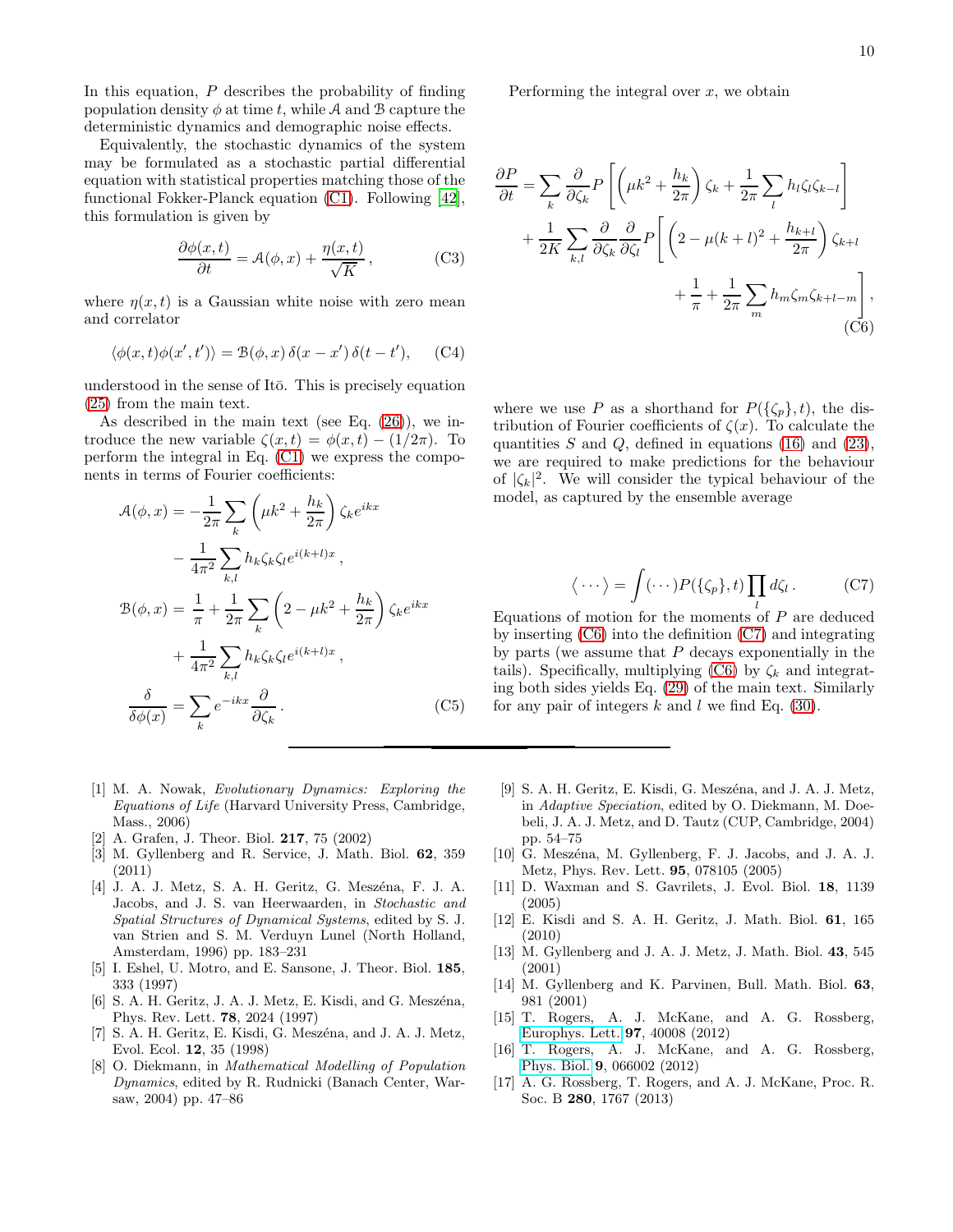In this equation, $P$ describes the probability of finding population density $\phi$ at time $t$, while $\mathcal{A}$ and $\mathcal{B}$ capture the deterministic dynamics and demographic noise effects.

Equivalently, the stochastic dynamics of the system may be formulated as a stochastic partial differential equation with statistical properties matching those of the functional Fokker-Planck equation (C1). Following [42], this formulation is given by

$$\frac{\partial \phi(x,t)}{\partial t} = \mathcal{A}(\phi, x) + \frac{\eta(x,t)}{\sqrt{K}}\,, \tag{C3}$$

where $\eta(x,t)$ is a Gaussian white noise with zero mean and correlator

$$\langle \phi(x,t)\phi(x',t')\rangle = \mathcal{B}(\phi, x)\,\delta(x-x')\,\delta(t-t'), \tag{C4}$$

understood in the sense of Itō. This is precisely equation (25) from the main text.

As described in the main text (see Eq. (26)), we introduce the new variable $\zeta(x,t) = \phi(x,t) - (1/2\pi)$. To perform the integral in Eq. (C1) we express the components in terms of Fourier coefficients:

$$\begin{aligned}
\mathcal{A}(\phi,x) &= -\frac{1}{2\pi}\sum_k \left(\mu k^2 + \frac{h_k}{2\pi}\right)\zeta_k e^{ikx} \\
&\quad - \frac{1}{4\pi^2}\sum_{k,l} h_k \zeta_k \zeta_l e^{i(k+l)x}\,, \\
\mathcal{B}(\phi,x) &= \frac{1}{\pi} + \frac{1}{2\pi}\sum_k \left(2 - \mu k^2 + \frac{h_k}{2\pi}\right)\zeta_k e^{ikx} \\
&\quad + \frac{1}{4\pi^2}\sum_{k,l} h_k \zeta_k \zeta_l e^{i(k+l)x}\,, \\
\frac{\delta}{\delta\phi(x)} &= \sum_k e^{-ikx}\frac{\partial}{\partial \zeta_k}\,.
\end{aligned} \tag{C5}$$

Performing the integral over $x$, we obtain

$$\begin{aligned}
\frac{\partial P}{\partial t} &= \sum_k \frac{\partial}{\partial \zeta_k} P\left[\left(\mu k^2 + \frac{h_k}{2\pi}\right)\zeta_k + \frac{1}{2\pi}\sum_l h_l \zeta_l \zeta_{k-l}\right] \\
&\quad + \frac{1}{2K}\sum_{k,l}\frac{\partial}{\partial \zeta_k}\frac{\partial}{\partial \zeta_l} P\Bigg[\left(2 - \mu(k+l)^2 + \frac{h_{k+l}}{2\pi}\right)\zeta_{k+l} \\
&\qquad + \frac{1}{\pi} + \frac{1}{2\pi}\sum_m h_m \zeta_m \zeta_{k+l-m}\Bigg]\,,
\end{aligned} \tag{C6}$$

where we use $P$ as a shorthand for $P(\{\zeta_p\},t)$, the distribution of Fourier coefficients of $\zeta(x)$. To calculate the quantities $S$ and $Q$, defined in equations (16) and (23), we are required to make predictions for the behaviour of $|\zeta_k|^2$. We will consider the typical behaviour of the model, as captured by the ensemble average

$$\langle \cdots \rangle = \int (\cdots) P(\{\zeta_p\},t)\prod_l d\zeta_l\,. \tag{C7}$$

Equations of motion for the moments of $P$ are deduced by inserting (C6) into the definition (C7) and integrating by parts (we assume that $P$ decays exponentially in the tails). Specifically, multiplying (C6) by $\zeta_k$ and integrating both sides yields Eq. (29) of the main text. Similarly for any pair of integers $k$ and $l$ we find Eq. (30).

---

[1] M. A. Nowak, *Evolutionary Dynamics: Exploring the Equations of Life* (Harvard University Press, Cambridge, Mass., 2006)

[2] A. Grafen, J. Theor. Biol. **217**, 75 (2002)

[3] M. Gyllenberg and R. Service, J. Math. Biol. **62**, 359 (2011)

[4] J. A. J. Metz, S. A. H. Geritz, G. Meszéna, F. J. A. Jacobs, and J. S. van Heerwaarden, in *Stochastic and Spatial Structures of Dynamical Systems*, edited by S. J. van Strien and S. M. Verduyn Lunel (North Holland, Amsterdam, 1996) pp. 183–231

[5] I. Eshel, U. Motro, and E. Sansone, J. Theor. Biol. **185**, 333 (1997)

[6] S. A. H. Geritz, J. A. J. Metz, E. Kisdi, and G. Meszéna, Phys. Rev. Lett. **78**, 2024 (1997)

[7] S. A. H. Geritz, E. Kisdi, G. Meszéna, and J. A. J. Metz, Evol. Ecol. **12**, 35 (1998)

[8] O. Diekmann, in *Mathematical Modelling of Population Dynamics*, edited by R. Rudnicki (Banach Center, Warsaw, 2004) pp. 47–86

[9] S. A. H. Geritz, E. Kisdi, G. Meszéna, and J. A. J. Metz, in *Adaptive Speciation*, edited by O. Diekmann, M. Doebeli, J. A. J. Metz, and D. Tautz (CUP, Cambridge, 2004) pp. 54–75

[10] G. Meszéna, M. Gyllenberg, F. J. Jacobs, and J. A. J. Metz, Phys. Rev. Lett. **95**, 078105 (2005)

[11] D. Waxman and S. Gavrilets, J. Evol. Biol. **18**, 1139 (2005)

[12] E. Kisdi and S. A. H. Geritz, J. Math. Biol. **61**, 165 (2010)

[13] M. Gyllenberg and J. A. J. Metz, J. Math. Biol. **43**, 545 (2001)

[14] M. Gyllenberg and K. Parvinen, Bull. Math. Biol. **63**, 981 (2001)

[15] T. Rogers, A. J. McKane, and A. G. Rossberg, Europhys. Lett. **97**, 40008 (2012)

[16] T. Rogers, A. J. McKane, and A. G. Rossberg, Phys. Biol. **9**, 066002 (2012)

[17] A. G. Rossberg, T. Rogers, and A. J. McKane, Proc. R. Soc. B **280**, 1767 (2013)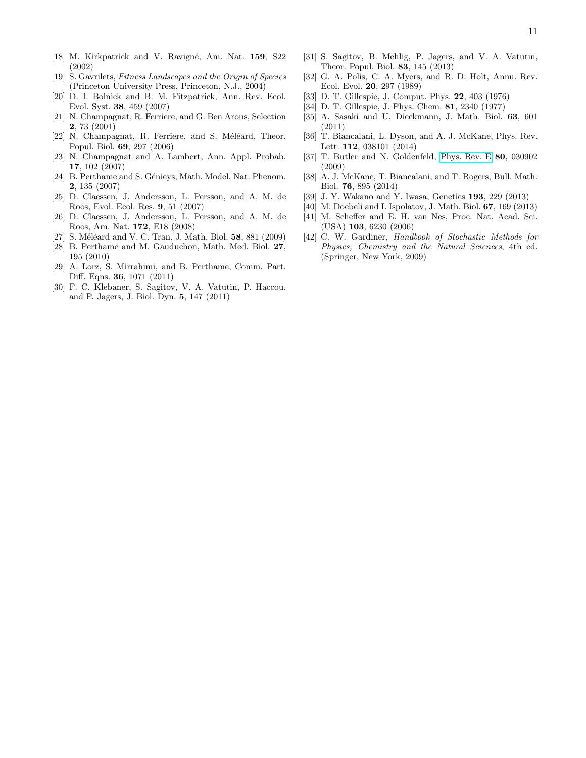[18] M. Kirkpatrick and V. Ravigné, Am. Nat. **159**, S22 (2002)

[19] S. Gavrilets, *Fitness Landscapes and the Origin of Species* (Princeton University Press, Princeton, N.J., 2004)

[20] D. I. Bolnick and B. M. Fitzpatrick, Ann. Rev. Ecol. Evol. Syst. **38**, 459 (2007)

[21] N. Champagnat, R. Ferriere, and G. Ben Arous, Selection **2**, 73 (2001)

[22] N. Champagnat, R. Ferriere, and S. Méléard, Theor. Popul. Biol. **69**, 297 (2006)

[23] N. Champagnat and A. Lambert, Ann. Appl. Probab. **17**, 102 (2007)

[24] B. Perthame and S. Génieys, Math. Model. Nat. Phenom. **2**, 135 (2007)

[25] D. Claessen, J. Andersson, L. Persson, and A. M. de Roos, Evol. Ecol. Res. **9**, 51 (2007)

[26] D. Claessen, J. Andersson, L. Persson, and A. M. de Roos, Am. Nat. **172**, E18 (2008)

[27] S. Méléard and V. C. Tran, J. Math. Biol. **58**, 881 (2009)

[28] B. Perthame and M. Gauduchon, Math. Med. Biol. **27**, 195 (2010)

[29] A. Lorz, S. Mirrahimi, and B. Perthame, Comm. Part. Diff. Eqns. **36**, 1071 (2011)

[30] F. C. Klebaner, S. Sagitov, V. A. Vatutin, P. Haccou, and P. Jagers, J. Biol. Dyn. **5**, 147 (2011)

[31] S. Sagitov, B. Mehlig, P. Jagers, and V. A. Vatutin, Theor. Popul. Biol. **83**, 145 (2013)

[32] G. A. Polis, C. A. Myers, and R. D. Holt, Annu. Rev. Ecol. Evol. **20**, 297 (1989)

[33] D. T. Gillespie, J. Comput. Phys. **22**, 403 (1976)

[34] D. T. Gillespie, J. Phys. Chem. **81**, 2340 (1977)

[35] A. Sasaki and U. Dieckmann, J. Math. Biol. **63**, 601 (2011)

[36] T. Biancalani, L. Dyson, and A. J. McKane, Phys. Rev. Lett. **112**, 038101 (2014)

[37] T. Butler and N. Goldenfeld, Phys. Rev. E **80**, 030902 (2009)

[38] A. J. McKane, T. Biancalani, and T. Rogers, Bull. Math. Biol. **76**, 895 (2014)

[39] J. Y. Wakano and Y. Iwasa, Genetics **193**, 229 (2013)

[40] M. Doebeli and I. Ispolatov, J. Math. Biol. **67**, 169 (2013)

[41] M. Scheffer and E. H. van Nes, Proc. Nat. Acad. Sci. (USA) **103**, 6230 (2006)

[42] C. W. Gardiner, *Handbook of Stochastic Methods for Physics, Chemistry and the Natural Sciences*, 4th ed. (Springer, New York, 2009)